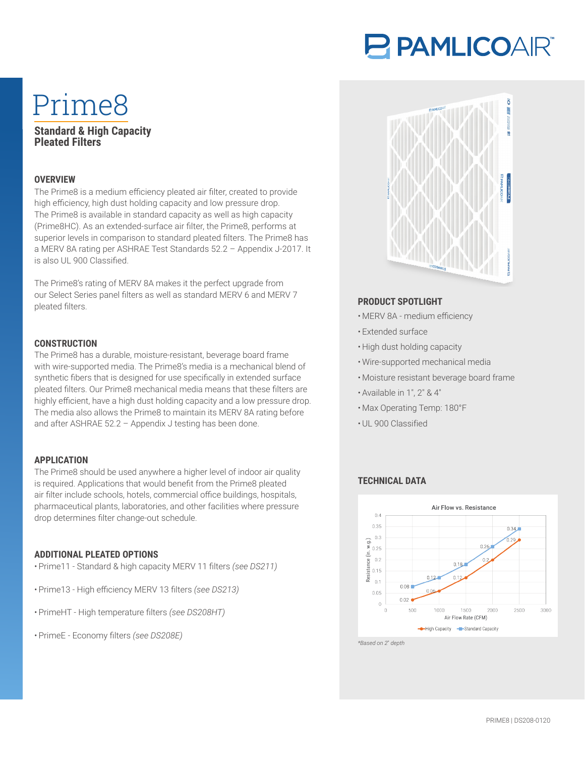# Prime8

## Standard & High Capacity Pleated Filters

### OVERVIEW

The Prime8 is a medium efficiency pleated air filter, created to provide high efficiency, high dust holding capacity and low pressure drop. The Prime8 is available in standard capacity as well as high capacity (Prime8HC). As an extended-surface air filter, the Prime8, performs at superior levels in comparison to standard pleated filters. The Prime8 has a MERV 8A rating per ASHRAE Test Standards 52.2 – Appendix J-2017. It is also UL 900 Classified.

The Prime8's rating of MERV 8A makes it the perfect upgrade from our Select Series panel filters as well as standard MERV 6 and MERV 7 pleated filters.

### CONSTRUCTION

The Prime8 has a durable, moisture-resistant, beverage board frame with wire-supported media. The Prime8's media is a mechanical blend of synthetic fibers that is designed for use specifically in extended surface pleated filters. Our Prime8 mechanical media means that these filters are highly efficient, have a high dust holding capacity and a low pressure drop. The media also allows the Prime8 to maintain its MERV 8A rating before and after ASHRAE 52.2 – Appendix J testing has been done.

### APPLICATION

The Prime8 should be used anywhere a higher level of indoor air quality is required. Applications that would benefit from the Prime8 pleated air filter include schools, hotels, commercial office buildings, hospitals, pharmaceutical plants, laboratories, and other facilities where pressure drop determines filter change-out schedule.

### ADDITIONAL PLEATED OPTIONS

- Prime11 - Standard & high capacity MERV 11 filters *(see DS211)*
- Prime13 - High efficiency MERV 13 filters *(see DS213)*
- PrimeHT - High temperature filters *(see DS208HT)*
- PrimeE - Economy filters *(see DS208E)*

### PRODUCT SPOTLIGHT

- MERV 8A - medium efficiency
- Extended surface
- High dust holding capacity
- Wire-supported mechanical media
- Moisture resistant beverage board frame
- Available in 1", 2" & 4"
- Max Operating Temp: 180°F
- UL 900 Classified

### TECHNICAL DATA

Air Flow vs. Resistance

| Air Flow Rate (CFM) | High Capacity Resistance (in. w.g.) | Standard Capacity Resistance (in. w.g.) |
|---|---|---|
| 500 | 0.02 | 0.08 |
| 1000 | 0.06 | 0.12 |
| 1500 | 0.12 | 0.18 |
| 2000 | 0.2 | 0.26 |
| 2500 | 0.29 | 0.34 |

*\*Based on 2" depth*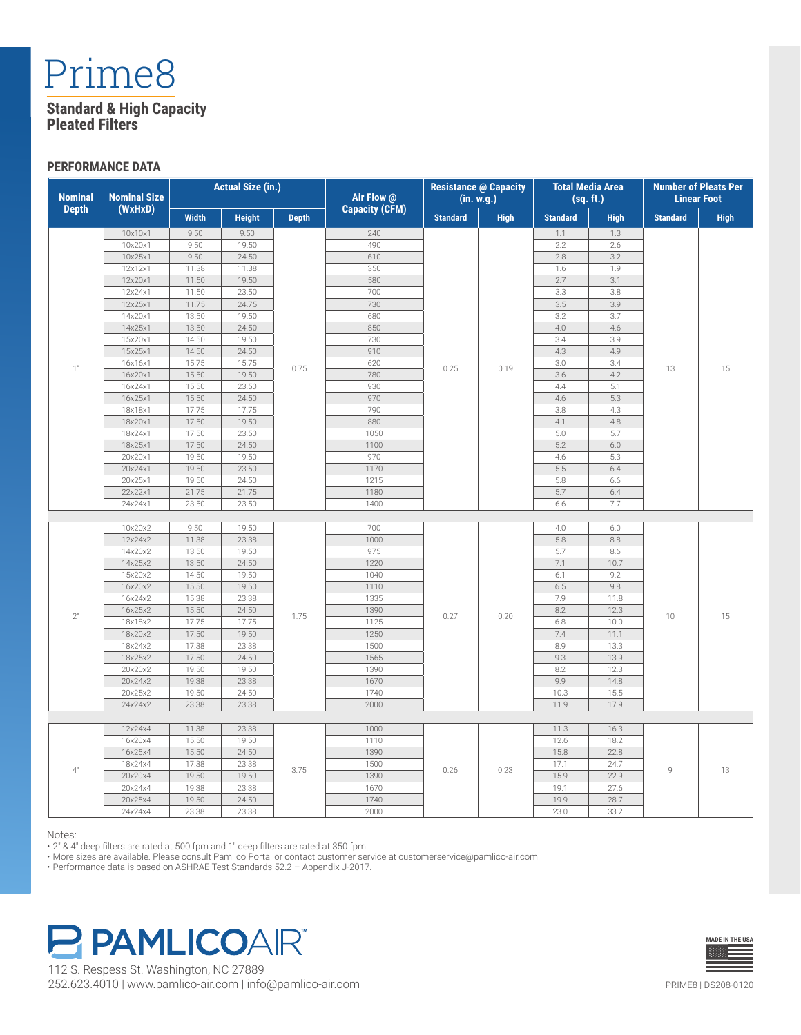# Prime8

## Standard & High Capacity Pleated Filters

### PERFORMANCE DATA

| Nominal Depth | Nominal Size (WxHxD) | Actual Size (in.) | | | Air Flow @ Capacity (CFM) | Resistance @ Capacity (in. w.g.) | | Total Media Area (sq. ft.) | | Number of Pleats Per Linear Foot | |
|---|---|---|---|---|---|---|---|---|---|---|---|
| | | Width | Height | Depth | | Standard | High | Standard | High | Standard | High |
| 1" | 10x10x1 | 9.50 | 9.50 | 0.75 | 240 | 0.25 | 0.19 | 1.1 | 1.3 | 13 | 15 |
| | 10x20x1 | 9.50 | 19.50 | | 490 | | | 2.2 | 2.6 | | |
| | 10x25x1 | 9.50 | 24.50 | | 610 | | | 2.8 | 3.2 | | |
| | 12x12x1 | 11.38 | 11.38 | | 350 | | | 1.6 | 1.9 | | |
| | 12x20x1 | 11.50 | 19.50 | | 580 | | | 2.7 | 3.1 | | |
| | 12x24x1 | 11.50 | 23.50 | | 700 | | | 3.3 | 3.8 | | |
| | 12x25x1 | 11.75 | 24.75 | | 730 | | | 3.5 | 3.9 | | |
| | 14x20x1 | 13.50 | 19.50 | | 680 | | | 3.2 | 3.7 | | |
| | 14x25x1 | 13.50 | 24.50 | | 850 | | | 4.0 | 4.6 | | |
| | 15x20x1 | 14.50 | 19.50 | | 730 | | | 3.4 | 3.9 | | |
| | 15x25x1 | 14.50 | 24.50 | | 910 | | | 4.3 | 4.9 | | |
| | 16x16x1 | 15.75 | 15.75 | | 620 | | | 3.0 | 3.4 | | |
| | 16x20x1 | 15.50 | 19.50 | | 780 | | | 3.6 | 4.2 | | |
| | 16x24x1 | 15.50 | 23.50 | | 930 | | | 4.4 | 5.1 | | |
| | 16x25x1 | 15.50 | 24.50 | | 970 | | | 4.6 | 5.3 | | |
| | 18x18x1 | 17.75 | 17.75 | | 790 | | | 3.8 | 4.3 | | |
| | 18x20x1 | 17.50 | 19.50 | | 880 | | | 4.1 | 4.8 | | |
| | 18x24x1 | 17.50 | 23.50 | | 1050 | | | 5.0 | 5.7 | | |
| | 18x25x1 | 17.50 | 24.50 | | 1100 | | | 5.2 | 6.0 | | |
| | 20x20x1 | 19.50 | 19.50 | | 970 | | | 4.6 | 5.3 | | |
| | 20x24x1 | 19.50 | 23.50 | | 1170 | | | 5.5 | 6.4 | | |
| | 20x25x1 | 19.50 | 24.50 | | 1215 | | | 5.8 | 6.6 | | |
| | 22x22x1 | 21.75 | 21.75 | | 1180 | | | 5.7 | 6.4 | | |
| | 24x24x1 | 23.50 | 23.50 | | 1400 | | | 6.6 | 7.7 | | |
| 2" | 10x20x2 | 9.50 | 19.50 | 1.75 | 700 | 0.27 | 0.20 | 4.0 | 6.0 | 10 | 15 |
| | 12x24x2 | 11.38 | 23.38 | | 1000 | | | 5.8 | 8.8 | | |
| | 14x20x2 | 13.50 | 19.50 | | 975 | | | 5.7 | 8.6 | | |
| | 14x25x2 | 13.50 | 24.50 | | 1220 | | | 7.1 | 10.7 | | |
| | 15x20x2 | 14.50 | 19.50 | | 1040 | | | 6.1 | 9.2 | | |
| | 16x20x2 | 15.50 | 19.50 | | 1110 | | | 6.5 | 9.8 | | |
| | 16x24x2 | 15.38 | 23.38 | | 1335 | | | 7.9 | 11.8 | | |
| | 16x25x2 | 15.50 | 24.50 | | 1390 | | | 8.2 | 12.3 | | |
| | 18x18x2 | 17.75 | 17.75 | | 1125 | | | 6.8 | 10.0 | | |
| | 18x20x2 | 17.50 | 19.50 | | 1250 | | | 7.4 | 11.1 | | |
| | 18x24x2 | 17.38 | 23.38 | | 1500 | | | 8.9 | 13.3 | | |
| | 18x25x2 | 17.50 | 24.50 | | 1565 | | | 9.3 | 13.9 | | |
| | 20x20x2 | 19.50 | 19.50 | | 1390 | | | 8.2 | 12.3 | | |
| | 20x24x2 | 19.38 | 23.38 | | 1670 | | | 9.9 | 14.8 | | |
| | 20x25x2 | 19.50 | 24.50 | | 1740 | | | 10.3 | 15.5 | | |
| | 24x24x2 | 23.38 | 23.38 | | 2000 | | | 11.9 | 17.9 | | |
| 4" | 12x24x4 | 11.38 | 23.38 | 3.75 | 1000 | 0.26 | 0.23 | 11.3 | 16.3 | 9 | 13 |
| | 16x20x4 | 15.50 | 19.50 | | 1110 | | | 12.6 | 18.2 | | |
| | 16x25x4 | 15.50 | 24.50 | | 1390 | | | 15.8 | 22.8 | | |
| | 18x24x4 | 17.38 | 23.38 | | 1500 | | | 17.1 | 24.7 | | |
| | 20x20x4 | 19.50 | 19.50 | | 1390 | | | 15.9 | 22.9 | | |
| | 20x24x4 | 19.38 | 23.38 | | 1670 | | | 19.1 | 27.6 | | |
| | 20x25x4 | 19.50 | 24.50 | | 1740 | | | 19.9 | 28.7 | | |
| | 24x24x4 | 23.38 | 23.38 | | 2000 | | | 23.0 | 33.2 | | |

Notes:

- 2" & 4" deep filters are rated at 500 fpm and 1" deep filters are rated at 350 fpm.
- More sizes are available. Please consult Pamlico Portal or contact customer service at customerservice@pamlico-air.com.
- Performance data is based on ASHRAE Test Standards 52.2 – Appendix J-2017.

PAMLICOAIR™

112 S. Respess St. Washington, NC 27889
252.623.4010 | www.pamlico-air.com | info@pamlico-air.com

MADE IN THE USA

PRIME8 | DS208-0120